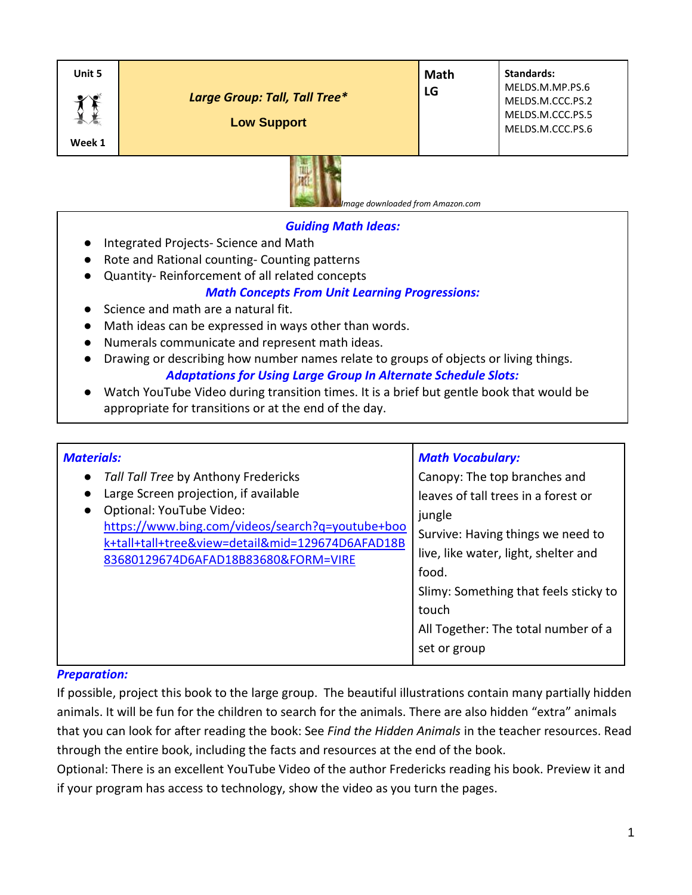| Unit 5<br><br>Week 1 | ***Large Group: Tall, Tall Tree****<br><br>**Low Support** | **Math LG** | **Standards:**<br>MELDS.M.MP.PS.6<br>MELDS.M.CCC.PS.2<br>MELDS.M.CCC.PS.5<br>MELDS.M.CCC.PS.6 |
|---|---|---|---|

*Image downloaded from Amazon.com*

### *Guiding Math Ideas:*

- Integrated Projects- Science and Math
- Rote and Rational counting- Counting patterns
- Quantity- Reinforcement of all related concepts

### *Math Concepts From Unit Learning Progressions:*

- Science and math are a natural fit.
- Math ideas can be expressed in ways other than words.
- Numerals communicate and represent math ideas.
- Drawing or describing how number names relate to groups of objects or living things.

### *Adaptations for Using Large Group In Alternate Schedule Slots:*

- Watch YouTube Video during transition times. It is a brief but gentle book that would be appropriate for transitions or at the end of the day.

| *Materials:* | *Math Vocabulary:* |
|---|---|
| • *Tall Tall Tree* by Anthony Fredericks<br>• Large Screen projection, if available<br>• Optional: YouTube Video: https://www.bing.com/videos/search?q=youtube+book+tall+tall+tree&view=detail&mid=129674D6AFAD18B83680129674D6AFAD18B83680&FORM=VIRE | Canopy: The top branches and leaves of tall trees in a forest or jungle<br>Survive: Having things we need to live, like water, light, shelter and food.<br>Slimy: Something that feels sticky to touch<br>All Together: The total number of a set or group |

### *Preparation:*

If possible, project this book to the large group. The beautiful illustrations contain many partially hidden animals. It will be fun for the children to search for the animals. There are also hidden "extra" animals that you can look for after reading the book: See *Find the Hidden Animals* in the teacher resources. Read through the entire book, including the facts and resources at the end of the book.

Optional: There is an excellent YouTube Video of the author Fredericks reading his book. Preview it and if your program has access to technology, show the video as you turn the pages.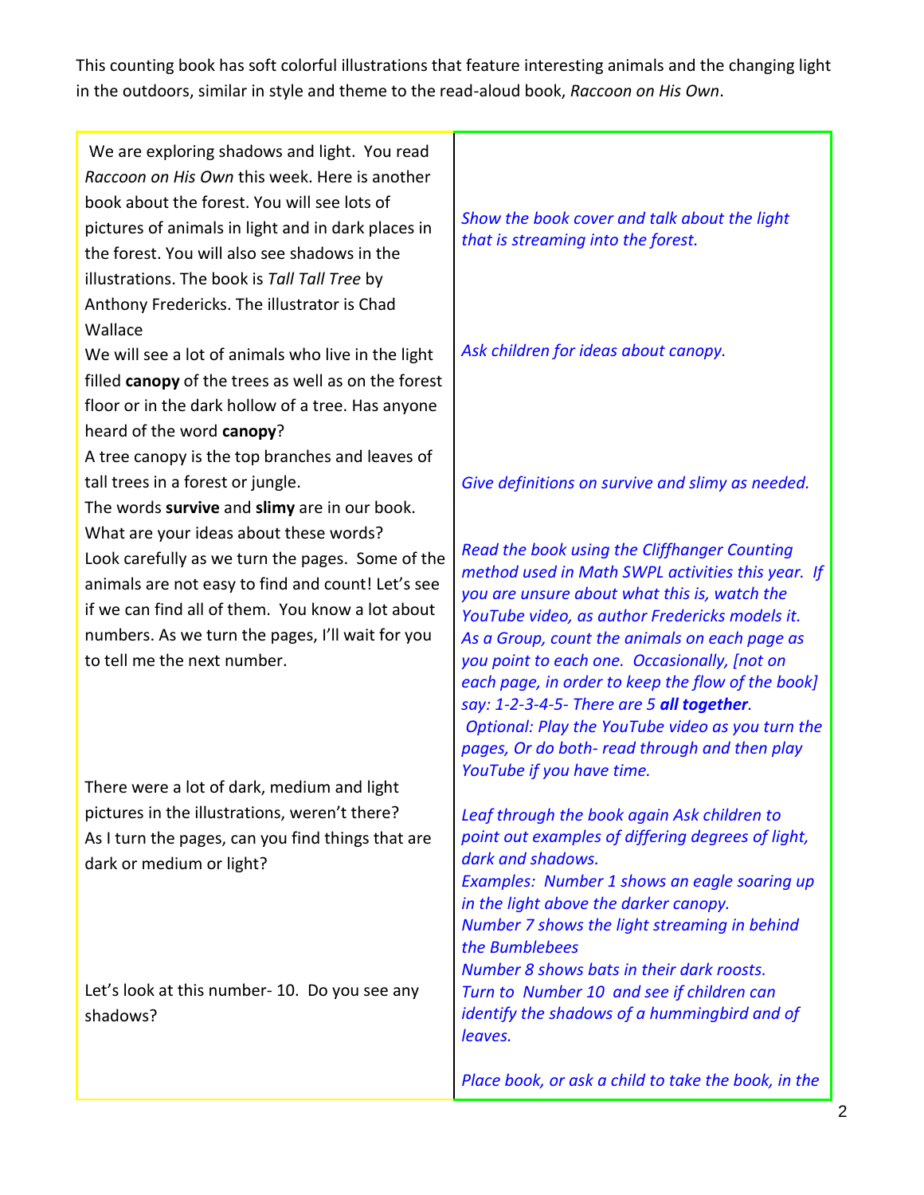This counting book has soft colorful illustrations that feature interesting animals and the changing light in the outdoors, similar in style and theme to the read-aloud book, *Raccoon on His Own*.

| | |
|---|---|
| We are exploring shadows and light. You read *Raccoon on His Own* this week. Here is another book about the forest. You will see lots of pictures of animals in light and in dark places in the forest. You will also see shadows in the illustrations. The book is *Tall Tall Tree* by Anthony Fredericks. The illustrator is Chad Wallace | *Show the book cover and talk about the light that is streaming into the forest.* |
| We will see a lot of animals who live in the light filled **canopy** of the trees as well as on the forest floor or in the dark hollow of a tree. Has anyone heard of the word **canopy**? A tree canopy is the top branches and leaves of tall trees in a forest or jungle. | *Ask children for ideas about canopy.* |
| The words **survive** and **slimy** are in our book. What are your ideas about these words? | *Give definitions on survive and slimy as needed.* |
| Look carefully as we turn the pages. Some of the animals are not easy to find and count! Let's see if we can find all of them. You know a lot about numbers. As we turn the pages, I'll wait for you to tell me the next number. | *Read the book using the Cliffhanger Counting method used in Math SWPL activities this year. If you are unsure about what this is, watch the YouTube video, as author Fredericks models it. As a Group, count the animals on each page as you point to each one. Occasionally, [not on each page, in order to keep the flow of the book] say: 1-2-3-4-5- There are 5* ***all together****.* *Optional: Play the YouTube video as you turn the pages, Or do both- read through and then play YouTube if you have time.* |
| There were a lot of dark, medium and light pictures in the illustrations, weren't there? As I turn the pages, can you find things that are dark or medium or light? | *Leaf through the book again Ask children to point out examples of differing degrees of light, dark and shadows.* *Examples: Number 1 shows an eagle soaring up in the light above the darker canopy.* *Number 7 shows the light streaming in behind the Bumblebees* *Number 8 shows bats in their dark roosts.* |
| Let's look at this number- 10. Do you see any shadows? | *Turn to Number 10 and see if children can identify the shadows of a hummingbird and of leaves.* |
| | *Place book, or ask a child to take the book, in the* |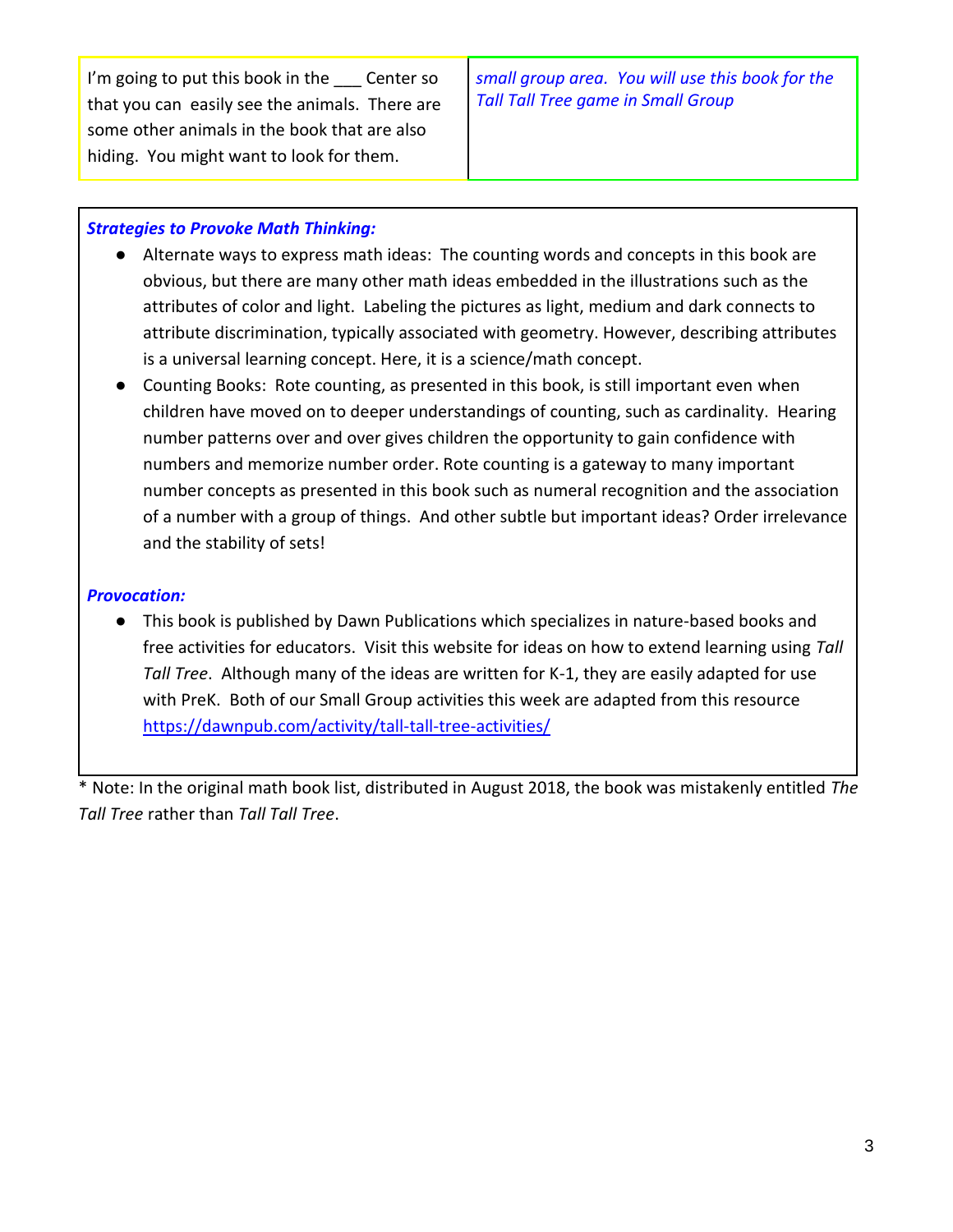| | |
|---|---|
| I'm going to put this book in the ___ Center so that you can easily see the animals. There are some other animals in the book that are also hiding. You might want to look for them. | *small group area. You will use this book for the Tall Tall Tree game in Small Group* |

***Strategies to Provoke Math Thinking:***

- Alternate ways to express math ideas: The counting words and concepts in this book are obvious, but there are many other math ideas embedded in the illustrations such as the attributes of color and light. Labeling the pictures as light, medium and dark connects to attribute discrimination, typically associated with geometry. However, describing attributes is a universal learning concept. Here, it is a science/math concept.
- Counting Books: Rote counting, as presented in this book, is still important even when children have moved on to deeper understandings of counting, such as cardinality. Hearing number patterns over and over gives children the opportunity to gain confidence with numbers and memorize number order. Rote counting is a gateway to many important number concepts as presented in this book such as numeral recognition and the association of a number with a group of things. And other subtle but important ideas? Order irrelevance and the stability of sets!

***Provocation:***

- This book is published by Dawn Publications which specializes in nature-based books and free activities for educators. Visit this website for ideas on how to extend learning using *Tall Tall Tree*. Although many of the ideas are written for K-1, they are easily adapted for use with PreK. Both of our Small Group activities this week are adapted from this resource https://dawnpub.com/activity/tall-tall-tree-activities/

* Note: In the original math book list, distributed in August 2018, the book was mistakenly entitled *The Tall Tree* rather than *Tall Tall Tree*.